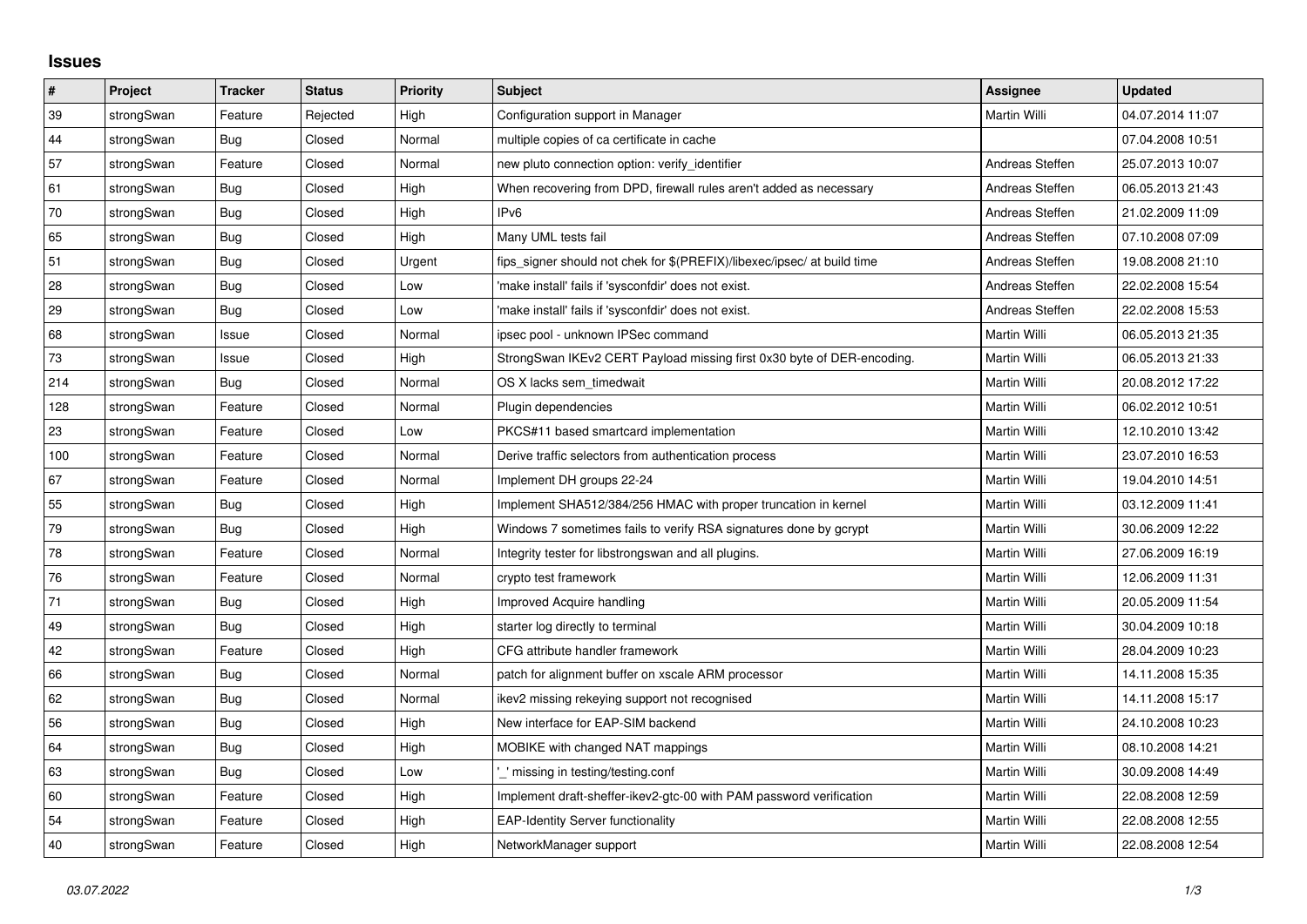# Issues

| # | Project | Tracker | Status | Priority | Subject | Assignee | Updated |
|---|---|---|---|---|---|---|---|
| 39 | strongSwan | Feature | Rejected | High | Configuration support in Manager | Martin Willi | 04.07.2014 11:07 |
| 44 | strongSwan | Bug | Closed | Normal | multiple copies of ca certificate in cache | | 07.04.2008 10:51 |
| 57 | strongSwan | Feature | Closed | Normal | new pluto connection option: verify_identifier | Andreas Steffen | 25.07.2013 10:07 |
| 61 | strongSwan | Bug | Closed | High | When recovering from DPD, firewall rules aren't added as necessary | Andreas Steffen | 06.05.2013 21:43 |
| 70 | strongSwan | Bug | Closed | High | IPv6 | Andreas Steffen | 21.02.2009 11:09 |
| 65 | strongSwan | Bug | Closed | High | Many UML tests fail | Andreas Steffen | 07.10.2008 07:09 |
| 51 | strongSwan | Bug | Closed | Urgent | fips_signer should not chek for $(PREFIX)/libexec/ipsec/ at build time | Andreas Steffen | 19.08.2008 21:10 |
| 28 | strongSwan | Bug | Closed | Low | 'make install' fails if 'sysconfdir' does not exist. | Andreas Steffen | 22.02.2008 15:54 |
| 29 | strongSwan | Bug | Closed | Low | 'make install' fails if 'sysconfdir' does not exist. | Andreas Steffen | 22.02.2008 15:53 |
| 68 | strongSwan | Issue | Closed | Normal | ipsec pool - unknown IPSec command | Martin Willi | 06.05.2013 21:35 |
| 73 | strongSwan | Issue | Closed | High | StrongSwan IKEv2 CERT Payload missing first 0x30 byte of DER-encoding. | Martin Willi | 06.05.2013 21:33 |
| 214 | strongSwan | Bug | Closed | Normal | OS X lacks sem_timedwait | Martin Willi | 20.08.2012 17:22 |
| 128 | strongSwan | Feature | Closed | Normal | Plugin dependencies | Martin Willi | 06.02.2012 10:51 |
| 23 | strongSwan | Feature | Closed | Low | PKCS#11 based smartcard implementation | Martin Willi | 12.10.2010 13:42 |
| 100 | strongSwan | Feature | Closed | Normal | Derive traffic selectors from authentication process | Martin Willi | 23.07.2010 16:53 |
| 67 | strongSwan | Feature | Closed | Normal | Implement DH groups 22-24 | Martin Willi | 19.04.2010 14:51 |
| 55 | strongSwan | Bug | Closed | High | Implement SHA512/384/256 HMAC with proper truncation in kernel | Martin Willi | 03.12.2009 11:41 |
| 79 | strongSwan | Bug | Closed | High | Windows 7 sometimes fails to verify RSA signatures done by gcrypt | Martin Willi | 30.06.2009 12:22 |
| 78 | strongSwan | Feature | Closed | Normal | Integrity tester for libstrongswan and all plugins. | Martin Willi | 27.06.2009 16:19 |
| 76 | strongSwan | Feature | Closed | Normal | crypto test framework | Martin Willi | 12.06.2009 11:31 |
| 71 | strongSwan | Bug | Closed | High | Improved Acquire handling | Martin Willi | 20.05.2009 11:54 |
| 49 | strongSwan | Bug | Closed | High | starter log directly to terminal | Martin Willi | 30.04.2009 10:18 |
| 42 | strongSwan | Feature | Closed | High | CFG attribute handler framework | Martin Willi | 28.04.2009 10:23 |
| 66 | strongSwan | Bug | Closed | Normal | patch for alignment buffer on xscale ARM processor | Martin Willi | 14.11.2008 15:35 |
| 62 | strongSwan | Bug | Closed | Normal | ikev2 missing rekeying support not recognised | Martin Willi | 14.11.2008 15:17 |
| 56 | strongSwan | Bug | Closed | High | New interface for EAP-SIM backend | Martin Willi | 24.10.2008 10:23 |
| 64 | strongSwan | Bug | Closed | High | MOBIKE with changed NAT mappings | Martin Willi | 08.10.2008 14:21 |
| 63 | strongSwan | Bug | Closed | Low | '_' missing in testing/testing.conf | Martin Willi | 30.09.2008 14:49 |
| 60 | strongSwan | Feature | Closed | High | Implement draft-sheffer-ikev2-gtc-00 with PAM password verification | Martin Willi | 22.08.2008 12:59 |
| 54 | strongSwan | Feature | Closed | High | EAP-Identity Server functionality | Martin Willi | 22.08.2008 12:55 |
| 40 | strongSwan | Feature | Closed | High | NetworkManager support | Martin Willi | 22.08.2008 12:54 |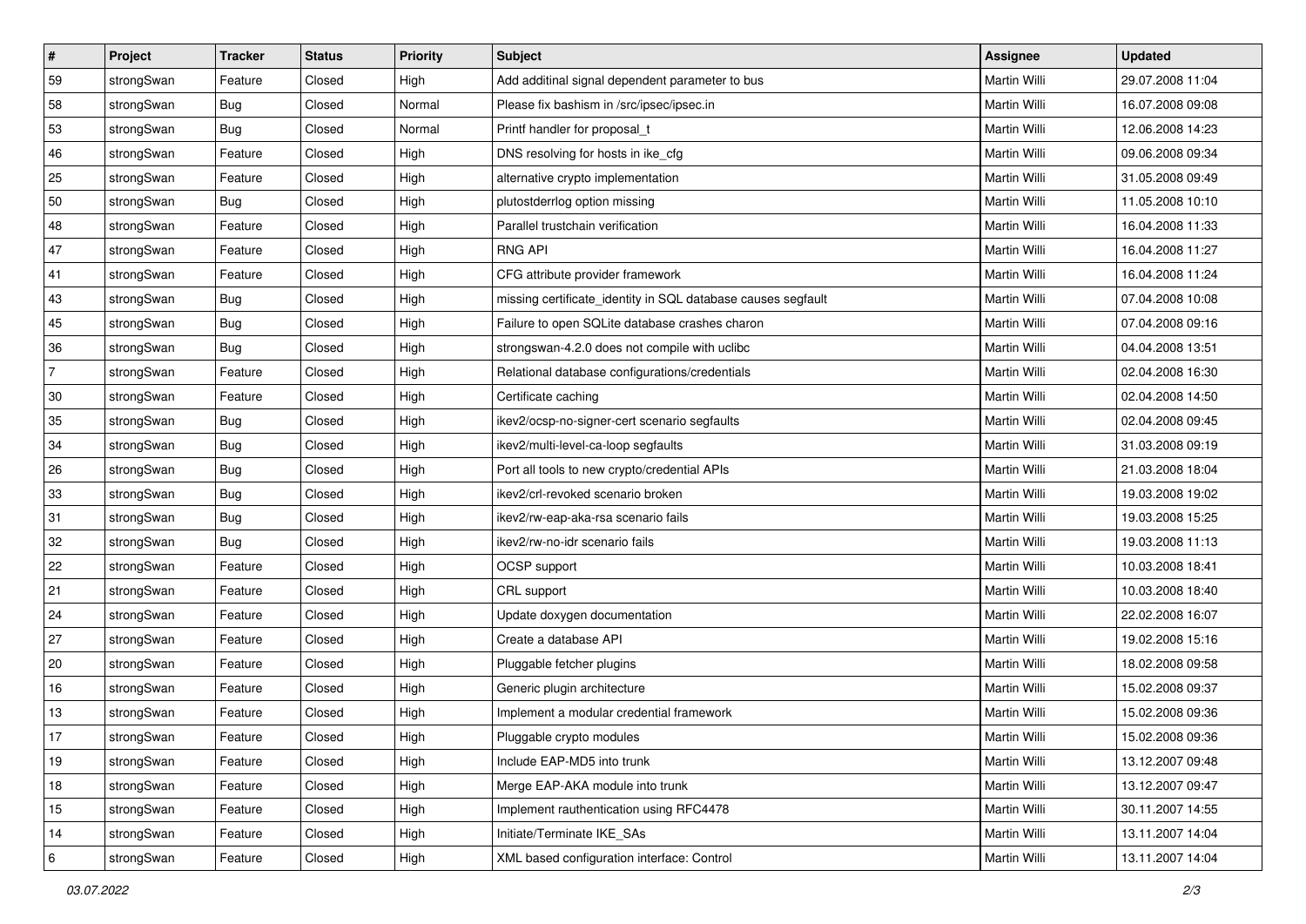| # | Project | Tracker | Status | Priority | Subject | Assignee | Updated |
| --- | --- | --- | --- | --- | --- | --- | --- |
| 59 | strongSwan | Feature | Closed | High | Add additinal signal dependent parameter to bus | Martin Willi | 29.07.2008 11:04 |
| 58 | strongSwan | Bug | Closed | Normal | Please fix bashism in /src/ipsec/ipsec.in | Martin Willi | 16.07.2008 09:08 |
| 53 | strongSwan | Bug | Closed | Normal | Printf handler for proposal_t | Martin Willi | 12.06.2008 14:23 |
| 46 | strongSwan | Feature | Closed | High | DNS resolving for hosts in ike_cfg | Martin Willi | 09.06.2008 09:34 |
| 25 | strongSwan | Feature | Closed | High | alternative crypto implementation | Martin Willi | 31.05.2008 09:49 |
| 50 | strongSwan | Bug | Closed | High | plutostderrlog option missing | Martin Willi | 11.05.2008 10:10 |
| 48 | strongSwan | Feature | Closed | High | Parallel trustchain verification | Martin Willi | 16.04.2008 11:33 |
| 47 | strongSwan | Feature | Closed | High | RNG API | Martin Willi | 16.04.2008 11:27 |
| 41 | strongSwan | Feature | Closed | High | CFG attribute provider framework | Martin Willi | 16.04.2008 11:24 |
| 43 | strongSwan | Bug | Closed | High | missing certificate_identity in SQL database causes segfault | Martin Willi | 07.04.2008 10:08 |
| 45 | strongSwan | Bug | Closed | High | Failure to open SQLite database crashes charon | Martin Willi | 07.04.2008 09:16 |
| 36 | strongSwan | Bug | Closed | High | strongswan-4.2.0 does not compile with uclibc | Martin Willi | 04.04.2008 13:51 |
| 7 | strongSwan | Feature | Closed | High | Relational database configurations/credentials | Martin Willi | 02.04.2008 16:30 |
| 30 | strongSwan | Feature | Closed | High | Certificate caching | Martin Willi | 02.04.2008 14:50 |
| 35 | strongSwan | Bug | Closed | High | ikev2/ocsp-no-signer-cert scenario segfaults | Martin Willi | 02.04.2008 09:45 |
| 34 | strongSwan | Bug | Closed | High | ikev2/multi-level-ca-loop segfaults | Martin Willi | 31.03.2008 09:19 |
| 26 | strongSwan | Bug | Closed | High | Port all tools to new crypto/credential APIs | Martin Willi | 21.03.2008 18:04 |
| 33 | strongSwan | Bug | Closed | High | ikev2/crl-revoked scenario broken | Martin Willi | 19.03.2008 19:02 |
| 31 | strongSwan | Bug | Closed | High | ikev2/rw-eap-aka-rsa scenario fails | Martin Willi | 19.03.2008 15:25 |
| 32 | strongSwan | Bug | Closed | High | ikev2/rw-no-idr scenario fails | Martin Willi | 19.03.2008 11:13 |
| 22 | strongSwan | Feature | Closed | High | OCSP support | Martin Willi | 10.03.2008 18:41 |
| 21 | strongSwan | Feature | Closed | High | CRL support | Martin Willi | 10.03.2008 18:40 |
| 24 | strongSwan | Feature | Closed | High | Update doxygen documentation | Martin Willi | 22.02.2008 16:07 |
| 27 | strongSwan | Feature | Closed | High | Create a database API | Martin Willi | 19.02.2008 15:16 |
| 20 | strongSwan | Feature | Closed | High | Pluggable fetcher plugins | Martin Willi | 18.02.2008 09:58 |
| 16 | strongSwan | Feature | Closed | High | Generic plugin architecture | Martin Willi | 15.02.2008 09:37 |
| 13 | strongSwan | Feature | Closed | High | Implement a modular credential framework | Martin Willi | 15.02.2008 09:36 |
| 17 | strongSwan | Feature | Closed | High | Pluggable crypto modules | Martin Willi | 15.02.2008 09:36 |
| 19 | strongSwan | Feature | Closed | High | Include EAP-MD5 into trunk | Martin Willi | 13.12.2007 09:48 |
| 18 | strongSwan | Feature | Closed | High | Merge EAP-AKA module into trunk | Martin Willi | 13.12.2007 09:47 |
| 15 | strongSwan | Feature | Closed | High | Implement rauthentication using RFC4478 | Martin Willi | 30.11.2007 14:55 |
| 14 | strongSwan | Feature | Closed | High | Initiate/Terminate IKE_SAs | Martin Willi | 13.11.2007 14:04 |
| 6 | strongSwan | Feature | Closed | High | XML based configuration interface: Control | Martin Willi | 13.11.2007 14:04 |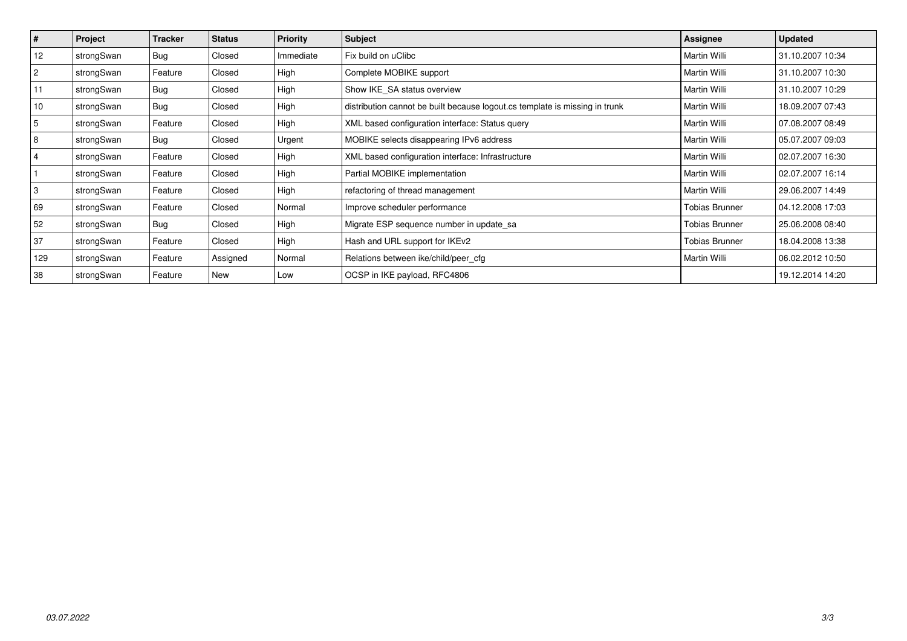| # | Project | Tracker | Status | Priority | Subject | Assignee | Updated |
|---|---|---|---|---|---|---|---|
| 12 | strongSwan | Bug | Closed | Immediate | Fix build on uClibc | Martin Willi | 31.10.2007 10:34 |
| 2 | strongSwan | Feature | Closed | High | Complete MOBIKE support | Martin Willi | 31.10.2007 10:30 |
| 11 | strongSwan | Bug | Closed | High | Show IKE_SA status overview | Martin Willi | 31.10.2007 10:29 |
| 10 | strongSwan | Bug | Closed | High | distribution cannot be built because logout.cs template is missing in trunk | Martin Willi | 18.09.2007 07:43 |
| 5 | strongSwan | Feature | Closed | High | XML based configuration interface: Status query | Martin Willi | 07.08.2007 08:49 |
| 8 | strongSwan | Bug | Closed | Urgent | MOBIKE selects disappearing IPv6 address | Martin Willi | 05.07.2007 09:03 |
| 4 | strongSwan | Feature | Closed | High | XML based configuration interface: Infrastructure | Martin Willi | 02.07.2007 16:30 |
| 1 | strongSwan | Feature | Closed | High | Partial MOBIKE implementation | Martin Willi | 02.07.2007 16:14 |
| 3 | strongSwan | Feature | Closed | High | refactoring of thread management | Martin Willi | 29.06.2007 14:49 |
| 69 | strongSwan | Feature | Closed | Normal | Improve scheduler performance | Tobias Brunner | 04.12.2008 17:03 |
| 52 | strongSwan | Bug | Closed | High | Migrate ESP sequence number in update_sa | Tobias Brunner | 25.06.2008 08:40 |
| 37 | strongSwan | Feature | Closed | High | Hash and URL support for IKEv2 | Tobias Brunner | 18.04.2008 13:38 |
| 129 | strongSwan | Feature | Assigned | Normal | Relations between ike/child/peer_cfg | Martin Willi | 06.02.2012 10:50 |
| 38 | strongSwan | Feature | New | Low | OCSP in IKE payload, RFC4806 | | 19.12.2014 14:20 |